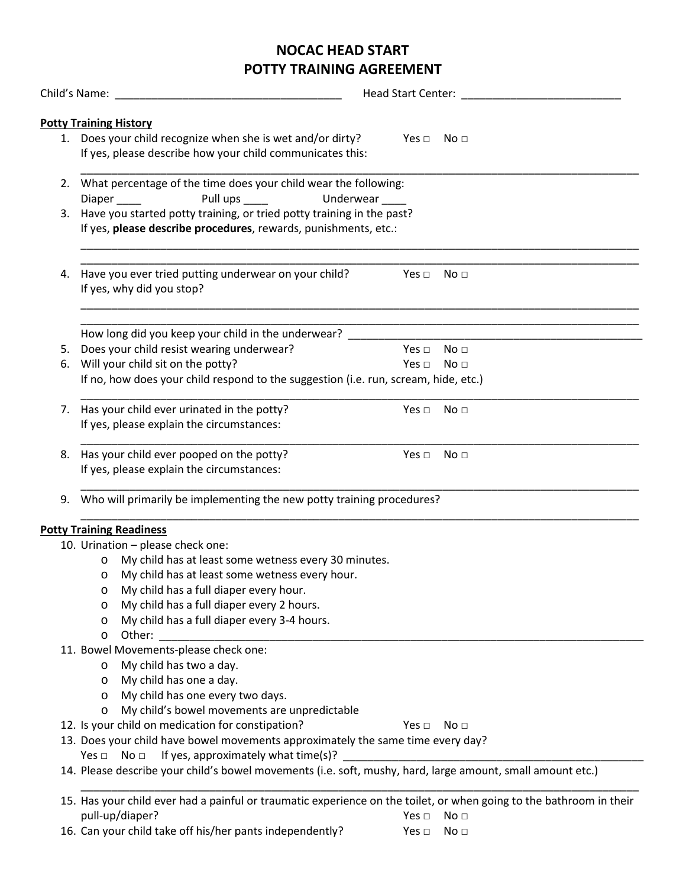# NOCAC HEAD START
# POTTY TRAINING AGREEMENT

Child's Name: ______________________________________ Head Start Center: __________________________

**Potty Training History**

1. Does your child recognize when she is wet and/or dirty? Yes □ No □
   If yes, please describe how your child communicates this:
   ______________________________________________________________________________________________
2. What percentage of the time does your child wear the following:
   Diaper ____ Pull ups ____ Underwear ____
3. Have you started potty training, or tried potty training in the past?
   If yes, **please describe procedures**, rewards, punishments, etc.:
   ______________________________________________________________________________________________
   ______________________________________________________________________________________________
4. Have you ever tried putting underwear on your child? Yes □ No □
   If yes, why did you stop?
   ______________________________________________________________________________________________
   ______________________________________________________________________________________________
   How long did you keep your child in the underwear? _______________________________________________
5. Does your child resist wearing underwear? Yes □ No □
6. Will your child sit on the potty? Yes □ No □
   If no, how does your child respond to the suggestion (i.e. run, scream, hide, etc.)
   ______________________________________________________________________________________________
7. Has your child ever urinated in the potty? Yes □ No □
   If yes, please explain the circumstances:
   ______________________________________________________________________________________________
8. Has your child ever pooped on the potty? Yes □ No □
   If yes, please explain the circumstances:
   ______________________________________________________________________________________________
9. Who will primarily be implementing the new potty training procedures?
   ______________________________________________________________________________________________

**Potty Training Readiness**

10. Urination – please check one:
    - My child has at least some wetness every 30 minutes.
    - My child has at least some wetness every hour.
    - My child has a full diaper every hour.
    - My child has a full diaper every 2 hours.
    - My child has a full diaper every 3-4 hours.
    - Other: ________________________________________________________________________________
11. Bowel Movements-please check one:
    - My child has two a day.
    - My child has one a day.
    - My child has one every two days.
    - My child's bowel movements are unpredictable
12. Is your child on medication for constipation? Yes □ No □
13. Does your child have bowel movements approximately the same time every day?
    Yes □ No □ If yes, approximately what time(s)? __________________________________________________
14. Please describe your child's bowel movements (i.e. soft, mushy, hard, large amount, small amount etc.)
    ______________________________________________________________________________________________
15. Has your child ever had a painful or traumatic experience on the toilet, or when going to the bathroom in their pull-up/diaper? Yes □ No □
16. Can your child take off his/her pants independently? Yes □ No □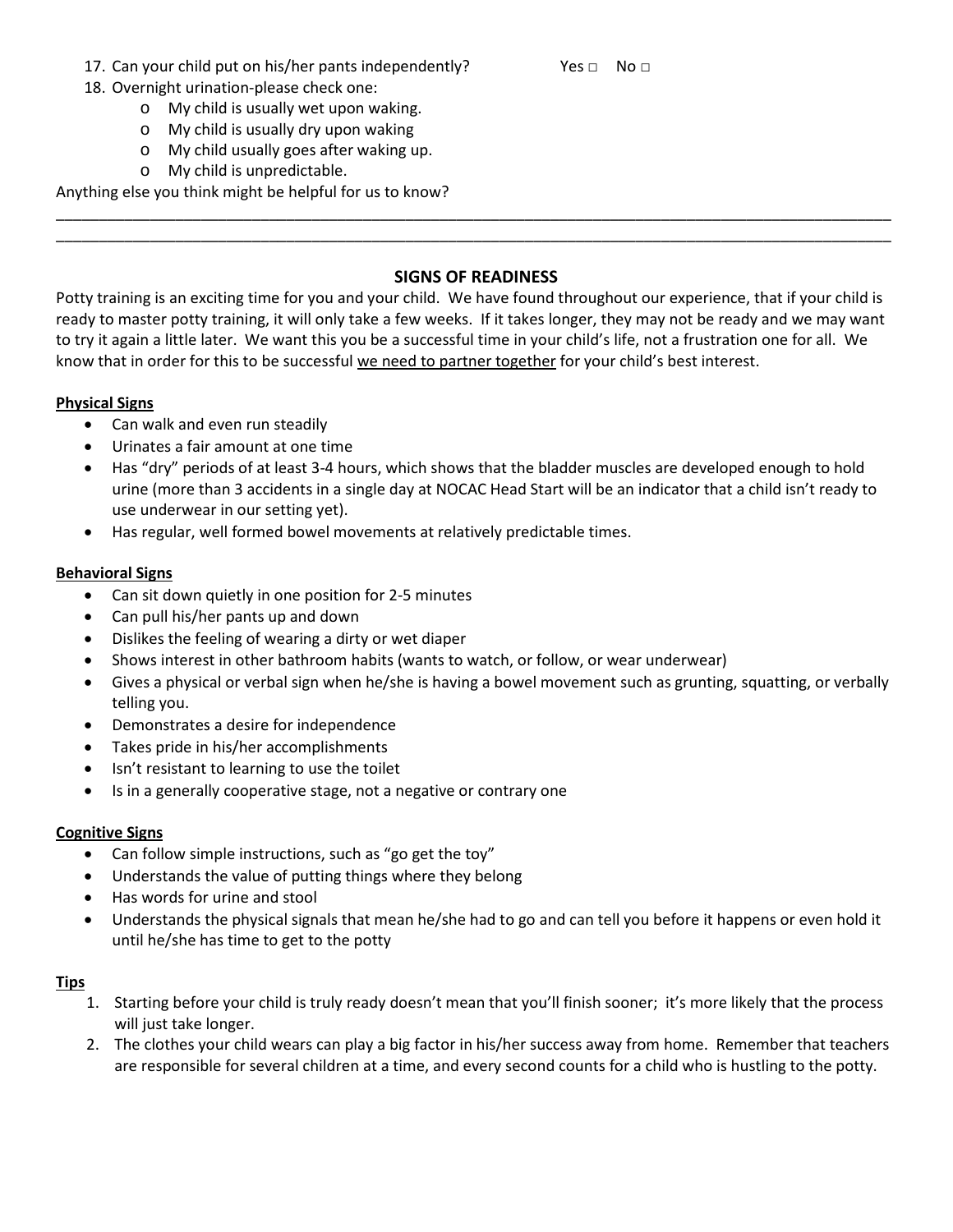17. Can your child put on his/her pants independently? Yes □ No □
18. Overnight urination-please check one:
    - My child is usually wet upon waking.
    - My child is usually dry upon waking
    - My child usually goes after waking up.
    - My child is unpredictable.

Anything else you think might be helpful for us to know?

\_\_\_\_\_\_\_\_\_\_\_\_\_\_\_\_\_\_\_\_\_\_\_\_\_\_\_\_\_\_\_\_\_\_\_\_\_\_\_\_\_\_\_\_\_\_\_\_\_\_\_\_\_\_\_\_\_\_\_\_\_\_\_\_\_\_\_\_\_\_\_\_\_\_\_\_\_\_\_\_\_\_\_\_\_\_\_\_\_\_\_\_

\_\_\_\_\_\_\_\_\_\_\_\_\_\_\_\_\_\_\_\_\_\_\_\_\_\_\_\_\_\_\_\_\_\_\_\_\_\_\_\_\_\_\_\_\_\_\_\_\_\_\_\_\_\_\_\_\_\_\_\_\_\_\_\_\_\_\_\_\_\_\_\_\_\_\_\_\_\_\_\_\_\_\_\_\_\_\_\_\_\_\_\_

## SIGNS OF READINESS

Potty training is an exciting time for you and your child. We have found throughout our experience, that if your child is ready to master potty training, it will only take a few weeks. If it takes longer, they may not be ready and we may want to try it again a little later. We want this you be a successful time in your child's life, not a frustration one for all. We know that in order for this to be successful <u>we need to partner together</u> for your child's best interest.

**Physical Signs**

- Can walk and even run steadily
- Urinates a fair amount at one time
- Has "dry" periods of at least 3-4 hours, which shows that the bladder muscles are developed enough to hold urine (more than 3 accidents in a single day at NOCAC Head Start will be an indicator that a child isn't ready to use underwear in our setting yet).
- Has regular, well formed bowel movements at relatively predictable times.

**Behavioral Signs**

- Can sit down quietly in one position for 2-5 minutes
- Can pull his/her pants up and down
- Dislikes the feeling of wearing a dirty or wet diaper
- Shows interest in other bathroom habits (wants to watch, or follow, or wear underwear)
- Gives a physical or verbal sign when he/she is having a bowel movement such as grunting, squatting, or verbally telling you.
- Demonstrates a desire for independence
- Takes pride in his/her accomplishments
- Isn't resistant to learning to use the toilet
- Is in a generally cooperative stage, not a negative or contrary one

**Cognitive Signs**

- Can follow simple instructions, such as "go get the toy"
- Understands the value of putting things where they belong
- Has words for urine and stool
- Understands the physical signals that mean he/she had to go and can tell you before it happens or even hold it until he/she has time to get to the potty

**Tips**

1. Starting before your child is truly ready doesn't mean that you'll finish sooner; it's more likely that the process will just take longer.
2. The clothes your child wears can play a big factor in his/her success away from home. Remember that teachers are responsible for several children at a time, and every second counts for a child who is hustling to the potty.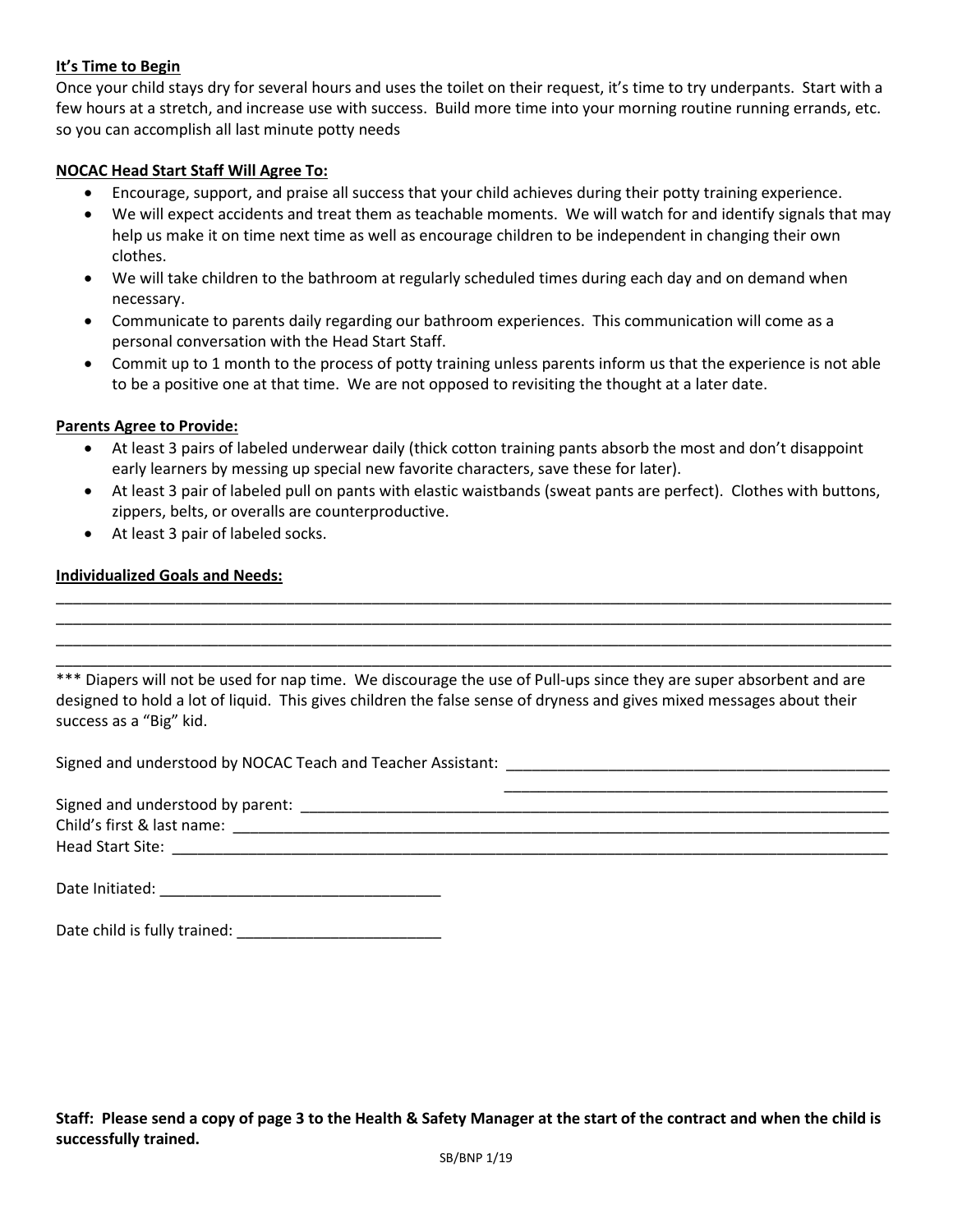**It's Time to Begin**

Once your child stays dry for several hours and uses the toilet on their request, it's time to try underpants. Start with a few hours at a stretch, and increase use with success. Build more time into your morning routine running errands, etc. so you can accomplish all last minute potty needs

**NOCAC Head Start Staff Will Agree To:**

- Encourage, support, and praise all success that your child achieves during their potty training experience.
- We will expect accidents and treat them as teachable moments. We will watch for and identify signals that may help us make it on time next time as well as encourage children to be independent in changing their own clothes.
- We will take children to the bathroom at regularly scheduled times during each day and on demand when necessary.
- Communicate to parents daily regarding our bathroom experiences. This communication will come as a personal conversation with the Head Start Staff.
- Commit up to 1 month to the process of potty training unless parents inform us that the experience is not able to be a positive one at that time. We are not opposed to revisiting the thought at a later date.

**Parents Agree to Provide:**

- At least 3 pairs of labeled underwear daily (thick cotton training pants absorb the most and don't disappoint early learners by messing up special new favorite characters, save these for later).
- At least 3 pair of labeled pull on pants with elastic waistbands (sweat pants are perfect). Clothes with buttons, zippers, belts, or overalls are counterproductive.
- At least 3 pair of labeled socks.

**Individualized Goals and Needs:**

______________________________________________________________________________________________

______________________________________________________________________________________________

______________________________________________________________________________________________

______________________________________________________________________________________________

*** Diapers will not be used for nap time. We discourage the use of Pull-ups since they are super absorbent and are designed to hold a lot of liquid. This gives children the false sense of dryness and gives mixed messages about their success as a "Big" kid.

Signed and understood by NOCAC Teach and Teacher Assistant: _______________________________________________

_______________________________________________

Signed and understood by parent: _______________________________________________

Child's first & last name: _______________________________________________

Head Start Site: _______________________________________________

Date Initiated: _________________________________

Date child is fully trained: ________________________

**Staff: Please send a copy of page 3 to the Health & Safety Manager at the start of the contract and when the child is successfully trained.**

SB/BNP 1/19